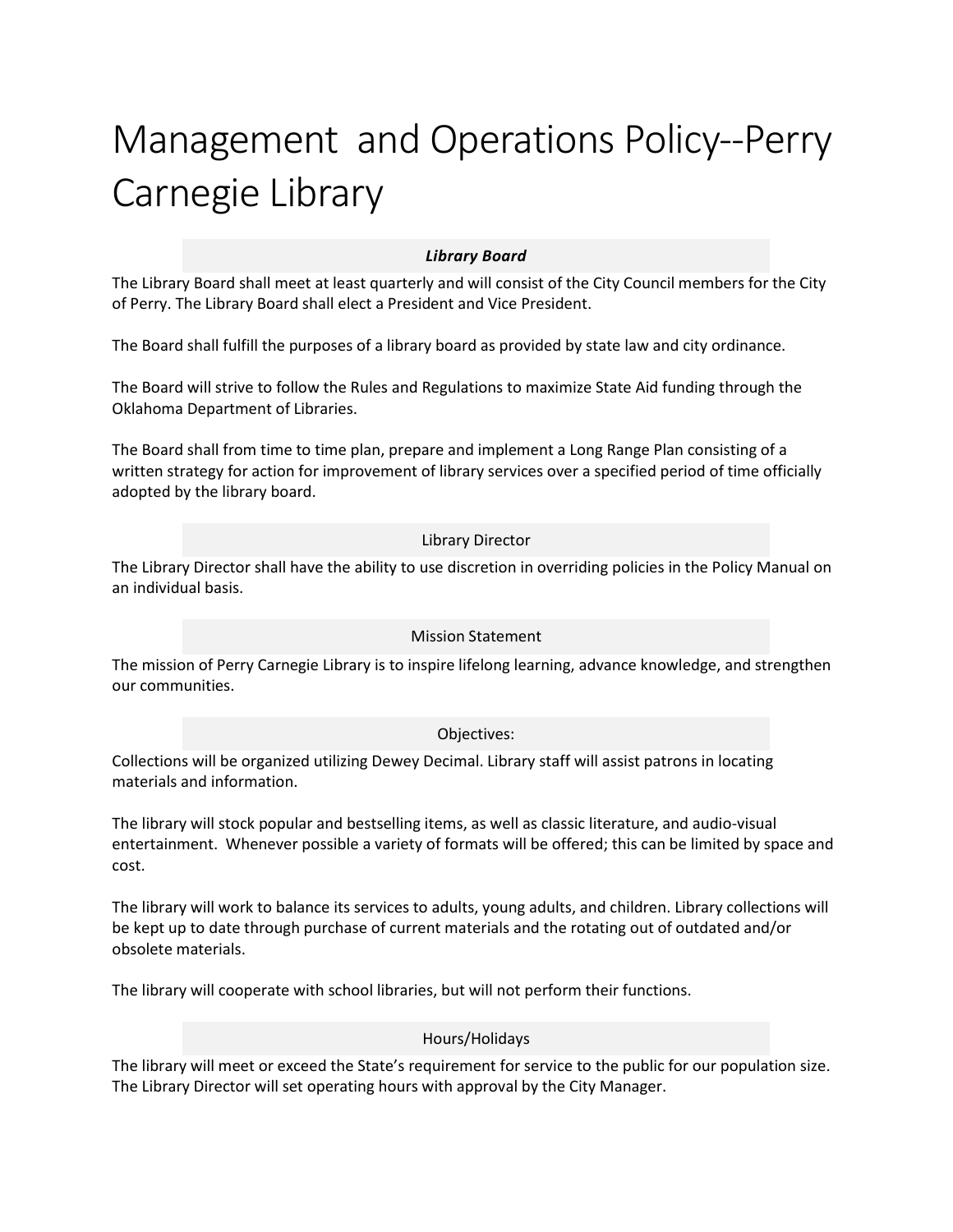# Management  and Operations Policy--Perry Carnegie Library

## ***Library Board***

The Library Board shall meet at least quarterly and will consist of the City Council members for the City of Perry. The Library Board shall elect a President and Vice President.

The Board shall fulfill the purposes of a library board as provided by state law and city ordinance.

The Board will strive to follow the Rules and Regulations to maximize State Aid funding through the Oklahoma Department of Libraries.

The Board shall from time to time plan, prepare and implement a Long Range Plan consisting of a written strategy for action for improvement of library services over a specified period of time officially adopted by the library board.

## Library Director

The Library Director shall have the ability to use discretion in overriding policies in the Policy Manual on an individual basis.

## Mission Statement

The mission of Perry Carnegie Library is to inspire lifelong learning, advance knowledge, and strengthen our communities.

## Objectives:

Collections will be organized utilizing Dewey Decimal. Library staff will assist patrons in locating materials and information.

The library will stock popular and bestselling items, as well as classic literature, and audio-visual entertainment.  Whenever possible a variety of formats will be offered; this can be limited by space and cost.

The library will work to balance its services to adults, young adults, and children. Library collections will be kept up to date through purchase of current materials and the rotating out of outdated and/or obsolete materials.

The library will cooperate with school libraries, but will not perform their functions.

## Hours/Holidays

The library will meet or exceed the State's requirement for service to the public for our population size. The Library Director will set operating hours with approval by the City Manager.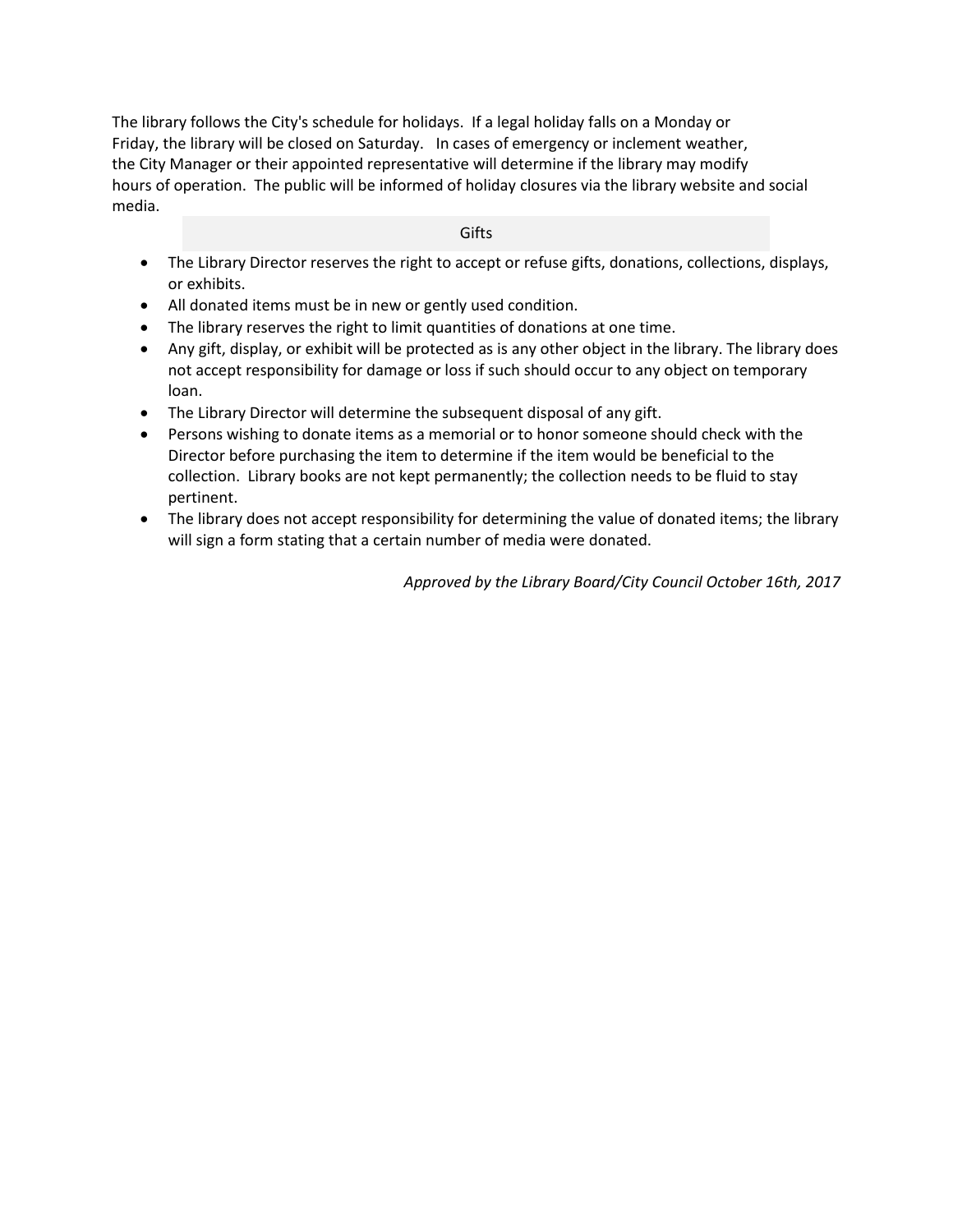The library follows the City's schedule for holidays. If a legal holiday falls on a Monday or Friday, the library will be closed on Saturday. In cases of emergency or inclement weather, the City Manager or their appointed representative will determine if the library may modify hours of operation. The public will be informed of holiday closures via the library website and social media.

## Gifts

- The Library Director reserves the right to accept or refuse gifts, donations, collections, displays, or exhibits.
- All donated items must be in new or gently used condition.
- The library reserves the right to limit quantities of donations at one time.
- Any gift, display, or exhibit will be protected as is any other object in the library. The library does not accept responsibility for damage or loss if such should occur to any object on temporary loan.
- The Library Director will determine the subsequent disposal of any gift.
- Persons wishing to donate items as a memorial or to honor someone should check with the Director before purchasing the item to determine if the item would be beneficial to the collection. Library books are not kept permanently; the collection needs to be fluid to stay pertinent.
- The library does not accept responsibility for determining the value of donated items; the library will sign a form stating that a certain number of media were donated.

*Approved by the Library Board/City Council October 16th, 2017*